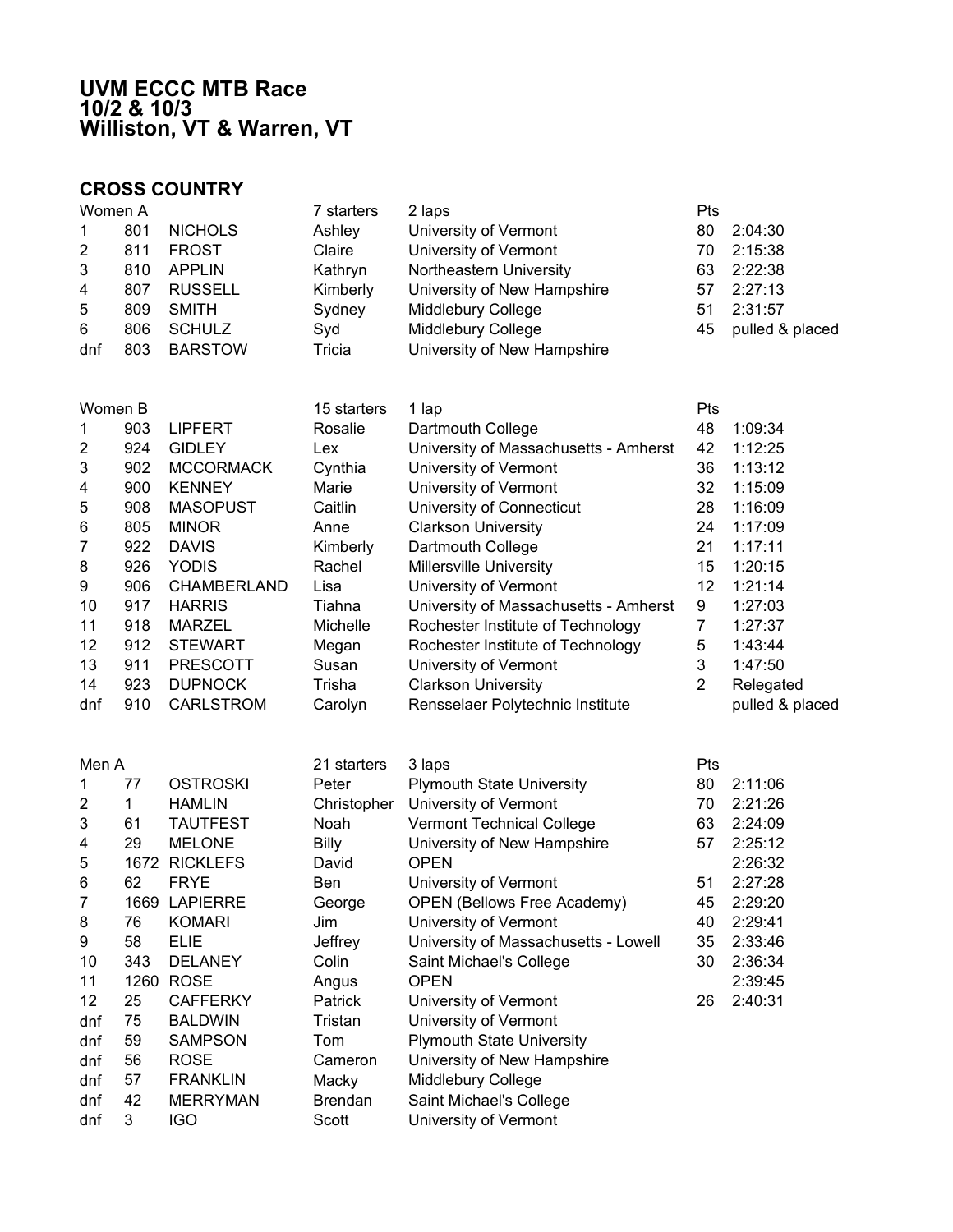# UVM ECCC MTB Race
# 10/2 & 10/3
# Williston, VT & Warren, VT

## CROSS COUNTRY

| Women A | | | | 7 starters | 2 laps | Pts | |
|---|---|---|---|---|---|---|---|
| 1 | 801 | NICHOLS | Ashley | University of Vermont | | 80 | 2:04:30 |
| 2 | 811 | FROST | Claire | University of Vermont | | 70 | 2:15:38 |
| 3 | 810 | APPLIN | Kathryn | Northeastern University | | 63 | 2:22:38 |
| 4 | 807 | RUSSELL | Kimberly | University of New Hampshire | | 57 | 2:27:13 |
| 5 | 809 | SMITH | Sydney | Middlebury College | | 51 | 2:31:57 |
| 6 | 806 | SCHULZ | Syd | Middlebury College | | 45 | pulled & placed |
| dnf | 803 | BARSTOW | Tricia | University of New Hampshire | | | |

| Women B | | | | 15 starters | 1 lap | Pts | |
|---|---|---|---|---|---|---|---|
| 1 | 903 | LIPFERT | Rosalie | Dartmouth College | | 48 | 1:09:34 |
| 2 | 924 | GIDLEY | Lex | University of Massachusetts - Amherst | | 42 | 1:12:25 |
| 3 | 902 | MCCORMACK | Cynthia | University of Vermont | | 36 | 1:13:12 |
| 4 | 900 | KENNEY | Marie | University of Vermont | | 32 | 1:15:09 |
| 5 | 908 | MASOPUST | Caitlin | University of Connecticut | | 28 | 1:16:09 |
| 6 | 805 | MINOR | Anne | Clarkson University | | 24 | 1:17:09 |
| 7 | 922 | DAVIS | Kimberly | Dartmouth College | | 21 | 1:17:11 |
| 8 | 926 | YODIS | Rachel | Millersville University | | 15 | 1:20:15 |
| 9 | 906 | CHAMBERLAND | Lisa | University of Vermont | | 12 | 1:21:14 |
| 10 | 917 | HARRIS | Tiahna | University of Massachusetts - Amherst | | 9 | 1:27:03 |
| 11 | 918 | MARZEL | Michelle | Rochester Institute of Technology | | 7 | 1:27:37 |
| 12 | 912 | STEWART | Megan | Rochester Institute of Technology | | 5 | 1:43:44 |
| 13 | 911 | PRESCOTT | Susan | University of Vermont | | 3 | 1:47:50 |
| 14 | 923 | DUPNOCK | Trisha | Clarkson University | | 2 | Relegated |
| dnf | 910 | CARLSTROM | Carolyn | Rensselaer Polytechnic Institute | | | pulled & placed |

| Men A | | | | 21 starters | 3 laps | Pts | |
|---|---|---|---|---|---|---|---|
| 1 | 77 | OSTROSKI | Peter | Plymouth State University | | 80 | 2:11:06 |
| 2 | 1 | HAMLIN | Christopher | University of Vermont | | 70 | 2:21:26 |
| 3 | 61 | TAUTFEST | Noah | Vermont Technical College | | 63 | 2:24:09 |
| 4 | 29 | MELONE | Billy | University of New Hampshire | | 57 | 2:25:12 |
| 5 | 1672 | RICKLEFS | David | OPEN | | | 2:26:32 |
| 6 | 62 | FRYE | Ben | University of Vermont | | 51 | 2:27:28 |
| 7 | 1669 | LAPIERRE | George | OPEN (Bellows Free Academy) | | 45 | 2:29:20 |
| 8 | 76 | KOMARI | Jim | University of Vermont | | 40 | 2:29:41 |
| 9 | 58 | ELIE | Jeffrey | University of Massachusetts - Lowell | | 35 | 2:33:46 |
| 10 | 343 | DELANEY | Colin | Saint Michael's College | | 30 | 2:36:34 |
| 11 | 1260 | ROSE | Angus | OPEN | | | 2:39:45 |
| 12 | 25 | CAFFERKY | Patrick | University of Vermont | | 26 | 2:40:31 |
| dnf | 75 | BALDWIN | Tristan | University of Vermont | | | |
| dnf | 59 | SAMPSON | Tom | Plymouth State University | | | |
| dnf | 56 | ROSE | Cameron | University of New Hampshire | | | |
| dnf | 57 | FRANKLIN | Macky | Middlebury College | | | |
| dnf | 42 | MERRYMAN | Brendan | Saint Michael's College | | | |
| dnf | 3 | IGO | Scott | University of Vermont | | | |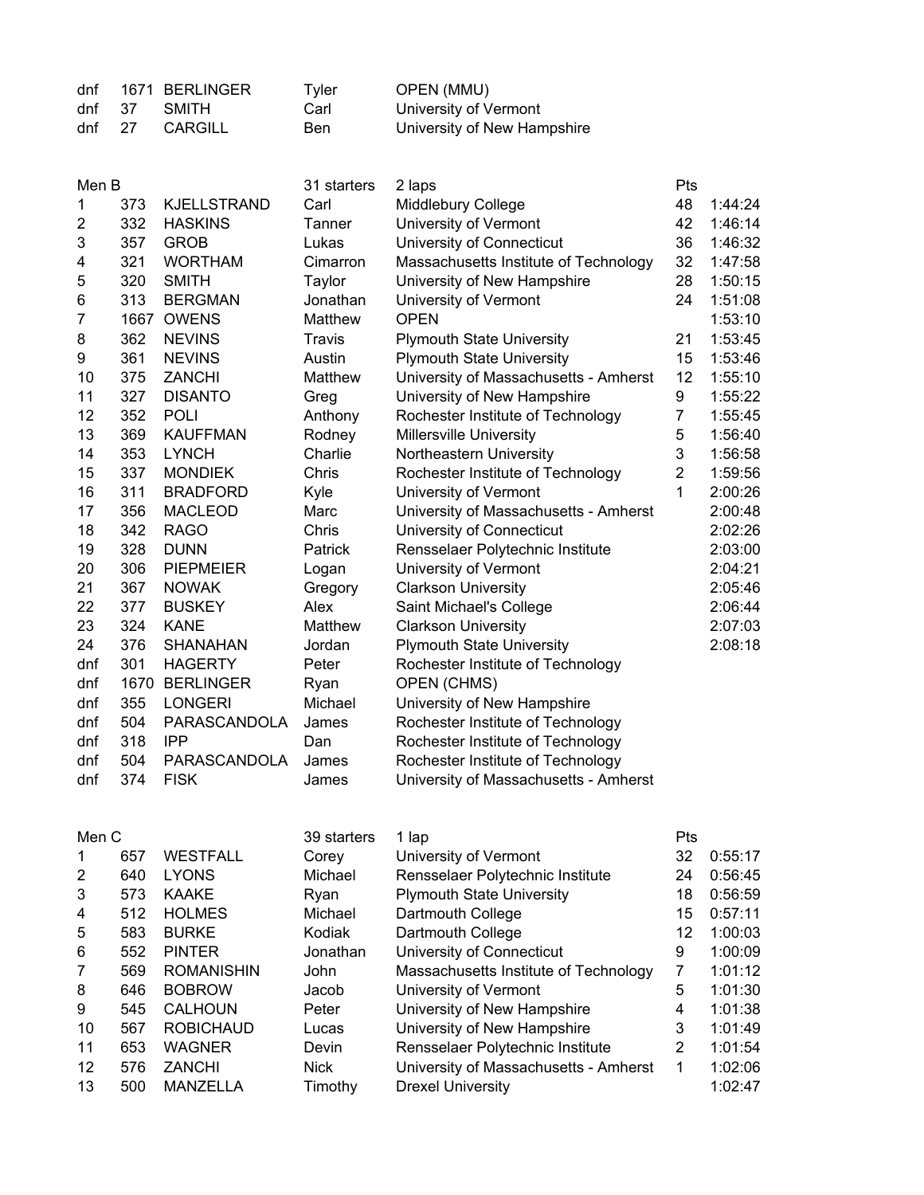| | | | | | | |
|---|---|---|---|---|---|---|
| dnf | 1671 | BERLINGER | Tyler | OPEN (MMU) | | |
| dnf | 37 | SMITH | Carl | University of Vermont | | |
| dnf | 27 | CARGILL | Ben | University of New Hampshire | | |

| Men B | | | 31 starters | 2 laps | Pts | |
|---|---|---|---|---|---|---|
| 1 | 373 | KJELLSTRAND | Carl | Middlebury College | 48 | 1:44:24 |
| 2 | 332 | HASKINS | Tanner | University of Vermont | 42 | 1:46:14 |
| 3 | 357 | GROB | Lukas | University of Connecticut | 36 | 1:46:32 |
| 4 | 321 | WORTHAM | Cimarron | Massachusetts Institute of Technology | 32 | 1:47:58 |
| 5 | 320 | SMITH | Taylor | University of New Hampshire | 28 | 1:50:15 |
| 6 | 313 | BERGMAN | Jonathan | University of Vermont | 24 | 1:51:08 |
| 7 | 1667 | OWENS | Matthew | OPEN | | 1:53:10 |
| 8 | 362 | NEVINS | Travis | Plymouth State University | 21 | 1:53:45 |
| 9 | 361 | NEVINS | Austin | Plymouth State University | 15 | 1:53:46 |
| 10 | 375 | ZANCHI | Matthew | University of Massachusetts - Amherst | 12 | 1:55:10 |
| 11 | 327 | DISANTO | Greg | University of New Hampshire | 9 | 1:55:22 |
| 12 | 352 | POLI | Anthony | Rochester Institute of Technology | 7 | 1:55:45 |
| 13 | 369 | KAUFFMAN | Rodney | Millersville University | 5 | 1:56:40 |
| 14 | 353 | LYNCH | Charlie | Northeastern University | 3 | 1:56:58 |
| 15 | 337 | MONDIEK | Chris | Rochester Institute of Technology | 2 | 1:59:56 |
| 16 | 311 | BRADFORD | Kyle | University of Vermont | 1 | 2:00:26 |
| 17 | 356 | MACLEOD | Marc | University of Massachusetts - Amherst | | 2:00:48 |
| 18 | 342 | RAGO | Chris | University of Connecticut | | 2:02:26 |
| 19 | 328 | DUNN | Patrick | Rensselaer Polytechnic Institute | | 2:03:00 |
| 20 | 306 | PIEPMEIER | Logan | University of Vermont | | 2:04:21 |
| 21 | 367 | NOWAK | Gregory | Clarkson University | | 2:05:46 |
| 22 | 377 | BUSKEY | Alex | Saint Michael's College | | 2:06:44 |
| 23 | 324 | KANE | Matthew | Clarkson University | | 2:07:03 |
| 24 | 376 | SHANAHAN | Jordan | Plymouth State University | | 2:08:18 |
| dnf | 301 | HAGERTY | Peter | Rochester Institute of Technology | | |
| dnf | 1670 | BERLINGER | Ryan | OPEN (CHMS) | | |
| dnf | 355 | LONGERI | Michael | University of New Hampshire | | |
| dnf | 504 | PARASCANDOLA | James | Rochester Institute of Technology | | |
| dnf | 318 | IPP | Dan | Rochester Institute of Technology | | |
| dnf | 504 | PARASCANDOLA | James | Rochester Institute of Technology | | |
| dnf | 374 | FISK | James | University of Massachusetts - Amherst | | |

| Men C | | | 39 starters | 1 lap | Pts | |
|---|---|---|---|---|---|---|
| 1 | 657 | WESTFALL | Corey | University of Vermont | 32 | 0:55:17 |
| 2 | 640 | LYONS | Michael | Rensselaer Polytechnic Institute | 24 | 0:56:45 |
| 3 | 573 | KAAKE | Ryan | Plymouth State University | 18 | 0:56:59 |
| 4 | 512 | HOLMES | Michael | Dartmouth College | 15 | 0:57:11 |
| 5 | 583 | BURKE | Kodiak | Dartmouth College | 12 | 1:00:03 |
| 6 | 552 | PINTER | Jonathan | University of Connecticut | 9 | 1:00:09 |
| 7 | 569 | ROMANISHIN | John | Massachusetts Institute of Technology | 7 | 1:01:12 |
| 8 | 646 | BOBROW | Jacob | University of Vermont | 5 | 1:01:30 |
| 9 | 545 | CALHOUN | Peter | University of New Hampshire | 4 | 1:01:38 |
| 10 | 567 | ROBICHAUD | Lucas | University of New Hampshire | 3 | 1:01:49 |
| 11 | 653 | WAGNER | Devin | Rensselaer Polytechnic Institute | 2 | 1:01:54 |
| 12 | 576 | ZANCHI | Nick | University of Massachusetts - Amherst | 1 | 1:02:06 |
| 13 | 500 | MANZELLA | Timothy | Drexel University | | 1:02:47 |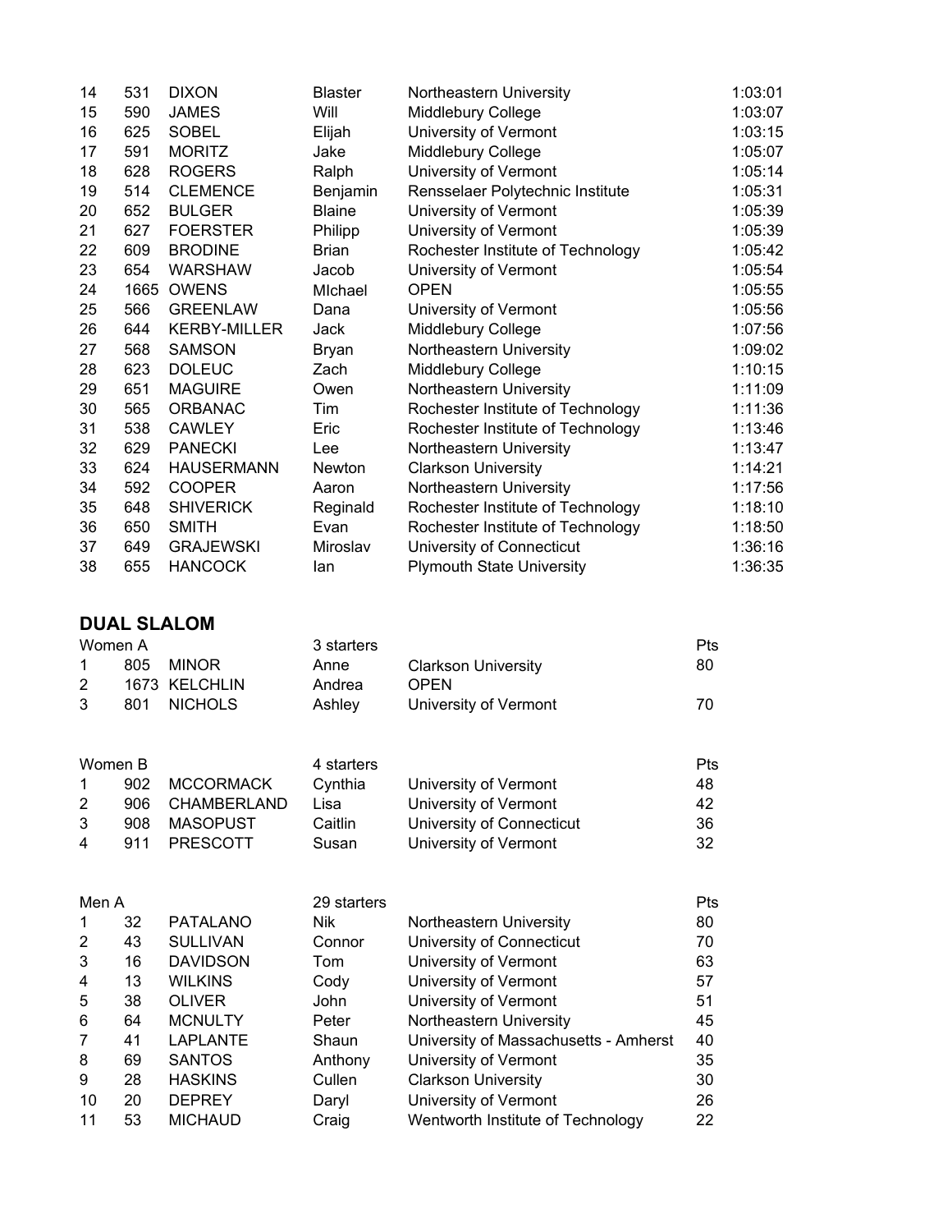| | | | | | |
|---|---|---|---|---|---|
| 14 | 531 | DIXON | Blaster | Northeastern University | 1:03:01 |
| 15 | 590 | JAMES | Will | Middlebury College | 1:03:07 |
| 16 | 625 | SOBEL | Elijah | University of Vermont | 1:03:15 |
| 17 | 591 | MORITZ | Jake | Middlebury College | 1:05:07 |
| 18 | 628 | ROGERS | Ralph | University of Vermont | 1:05:14 |
| 19 | 514 | CLEMENCE | Benjamin | Rensselaer Polytechnic Institute | 1:05:31 |
| 20 | 652 | BULGER | Blaine | University of Vermont | 1:05:39 |
| 21 | 627 | FOERSTER | Philipp | University of Vermont | 1:05:39 |
| 22 | 609 | BRODINE | Brian | Rochester Institute of Technology | 1:05:42 |
| 23 | 654 | WARSHAW | Jacob | University of Vermont | 1:05:54 |
| 24 | 1665 | OWENS | MIchael | OPEN | 1:05:55 |
| 25 | 566 | GREENLAW | Dana | University of Vermont | 1:05:56 |
| 26 | 644 | KERBY-MILLER | Jack | Middlebury College | 1:07:56 |
| 27 | 568 | SAMSON | Bryan | Northeastern University | 1:09:02 |
| 28 | 623 | DOLEUC | Zach | Middlebury College | 1:10:15 |
| 29 | 651 | MAGUIRE | Owen | Northeastern University | 1:11:09 |
| 30 | 565 | ORBANAC | Tim | Rochester Institute of Technology | 1:11:36 |
| 31 | 538 | CAWLEY | Eric | Rochester Institute of Technology | 1:13:46 |
| 32 | 629 | PANECKI | Lee | Northeastern University | 1:13:47 |
| 33 | 624 | HAUSERMANN | Newton | Clarkson University | 1:14:21 |
| 34 | 592 | COOPER | Aaron | Northeastern University | 1:17:56 |
| 35 | 648 | SHIVERICK | Reginald | Rochester Institute of Technology | 1:18:10 |
| 36 | 650 | SMITH | Evan | Rochester Institute of Technology | 1:18:50 |
| 37 | 649 | GRAJEWSKI | Miroslav | University of Connecticut | 1:36:16 |
| 38 | 655 | HANCOCK | Ian | Plymouth State University | 1:36:35 |

## DUAL SLALOM

| Women A | | | 3 starters | | Pts |
|---|---|---|---|---|---|
| 1 | 805 | MINOR | Anne | Clarkson University | 80 |
| 2 | 1673 | KELCHLIN | Andrea | OPEN | |
| 3 | 801 | NICHOLS | Ashley | University of Vermont | 70 |

| Women B | | | 4 starters | | Pts |
|---|---|---|---|---|---|
| 1 | 902 | MCCORMACK | Cynthia | University of Vermont | 48 |
| 2 | 906 | CHAMBERLAND | Lisa | University of Vermont | 42 |
| 3 | 908 | MASOPUST | Caitlin | University of Connecticut | 36 |
| 4 | 911 | PRESCOTT | Susan | University of Vermont | 32 |

| Men A | | | 29 starters | | Pts |
|---|---|---|---|---|---|
| 1 | 32 | PATALANO | Nik | Northeastern University | 80 |
| 2 | 43 | SULLIVAN | Connor | University of Connecticut | 70 |
| 3 | 16 | DAVIDSON | Tom | University of Vermont | 63 |
| 4 | 13 | WILKINS | Cody | University of Vermont | 57 |
| 5 | 38 | OLIVER | John | University of Vermont | 51 |
| 6 | 64 | MCNULTY | Peter | Northeastern University | 45 |
| 7 | 41 | LAPLANTE | Shaun | University of Massachusetts - Amherst | 40 |
| 8 | 69 | SANTOS | Anthony | University of Vermont | 35 |
| 9 | 28 | HASKINS | Cullen | Clarkson University | 30 |
| 10 | 20 | DEPREY | Daryl | University of Vermont | 26 |
| 11 | 53 | MICHAUD | Craig | Wentworth Institute of Technology | 22 |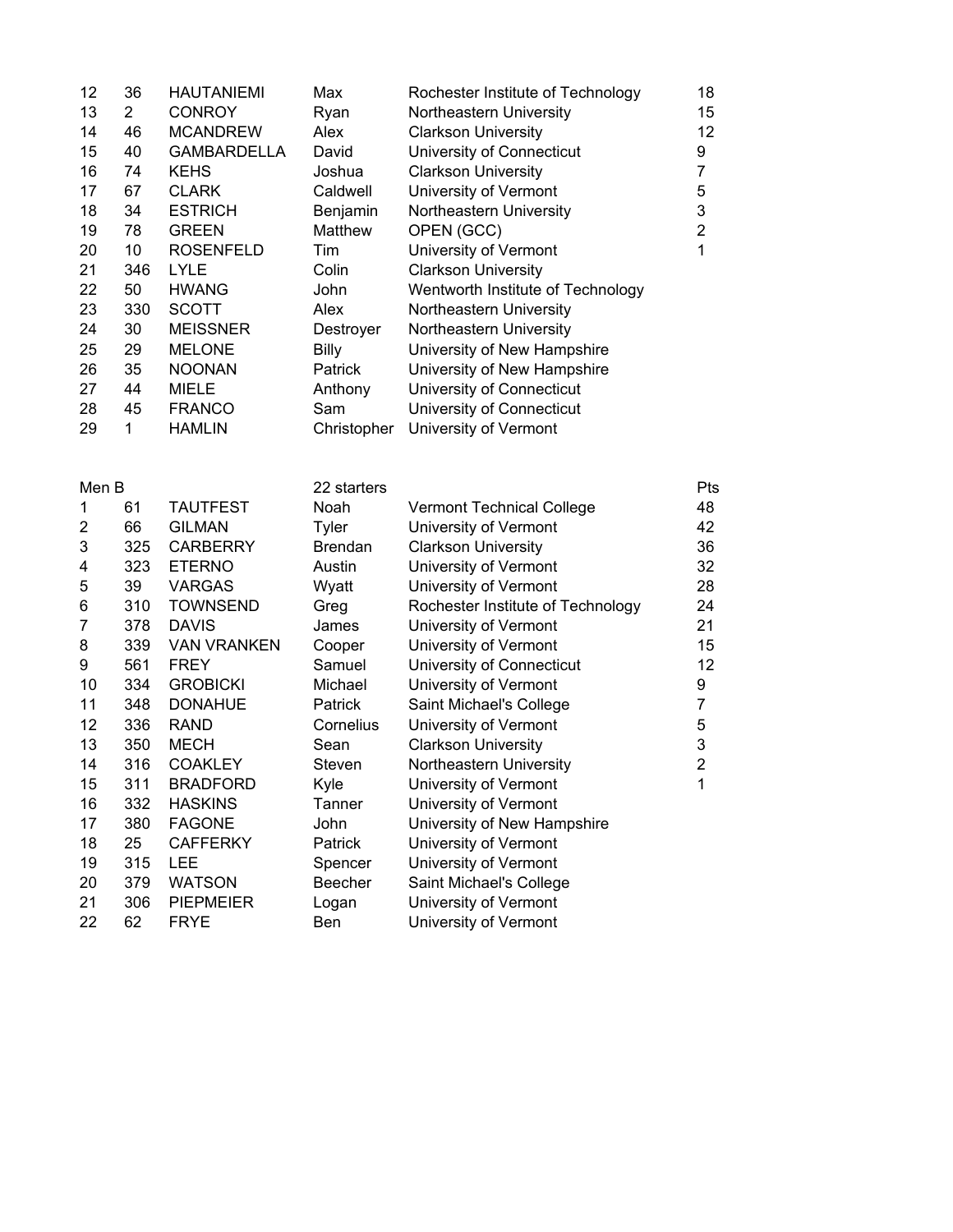| | | | | | |
|---|---|---|---|---|---|
| 12 | 36 | HAUTANIEMI | Max | Rochester Institute of Technology | 18 |
| 13 | 2 | CONROY | Ryan | Northeastern University | 15 |
| 14 | 46 | MCANDREW | Alex | Clarkson University | 12 |
| 15 | 40 | GAMBARDELLA | David | University of Connecticut | 9 |
| 16 | 74 | KEHS | Joshua | Clarkson University | 7 |
| 17 | 67 | CLARK | Caldwell | University of Vermont | 5 |
| 18 | 34 | ESTRICH | Benjamin | Northeastern University | 3 |
| 19 | 78 | GREEN | Matthew | OPEN (GCC) | 2 |
| 20 | 10 | ROSENFELD | Tim | University of Vermont | 1 |
| 21 | 346 | LYLE | Colin | Clarkson University | |
| 22 | 50 | HWANG | John | Wentworth Institute of Technology | |
| 23 | 330 | SCOTT | Alex | Northeastern University | |
| 24 | 30 | MEISSNER | Destroyer | Northeastern University | |
| 25 | 29 | MELONE | Billy | University of New Hampshire | |
| 26 | 35 | NOONAN | Patrick | University of New Hampshire | |
| 27 | 44 | MIELE | Anthony | University of Connecticut | |
| 28 | 45 | FRANCO | Sam | University of Connecticut | |
| 29 | 1 | HAMLIN | Christopher | University of Vermont | |

| Men B | | | 22 starters | | Pts |
|---|---|---|---|---|---|
| 1 | 61 | TAUTFEST | Noah | Vermont Technical College | 48 |
| 2 | 66 | GILMAN | Tyler | University of Vermont | 42 |
| 3 | 325 | CARBERRY | Brendan | Clarkson University | 36 |
| 4 | 323 | ETERNO | Austin | University of Vermont | 32 |
| 5 | 39 | VARGAS | Wyatt | University of Vermont | 28 |
| 6 | 310 | TOWNSEND | Greg | Rochester Institute of Technology | 24 |
| 7 | 378 | DAVIS | James | University of Vermont | 21 |
| 8 | 339 | VAN VRANKEN | Cooper | University of Vermont | 15 |
| 9 | 561 | FREY | Samuel | University of Connecticut | 12 |
| 10 | 334 | GROBICKI | Michael | University of Vermont | 9 |
| 11 | 348 | DONAHUE | Patrick | Saint Michael's College | 7 |
| 12 | 336 | RAND | Cornelius | University of Vermont | 5 |
| 13 | 350 | MECH | Sean | Clarkson University | 3 |
| 14 | 316 | COAKLEY | Steven | Northeastern University | 2 |
| 15 | 311 | BRADFORD | Kyle | University of Vermont | 1 |
| 16 | 332 | HASKINS | Tanner | University of Vermont | |
| 17 | 380 | FAGONE | John | University of New Hampshire | |
| 18 | 25 | CAFFERKY | Patrick | University of Vermont | |
| 19 | 315 | LEE | Spencer | University of Vermont | |
| 20 | 379 | WATSON | Beecher | Saint Michael's College | |
| 21 | 306 | PIEPMEIER | Logan | University of Vermont | |
| 22 | 62 | FRYE | Ben | University of Vermont | |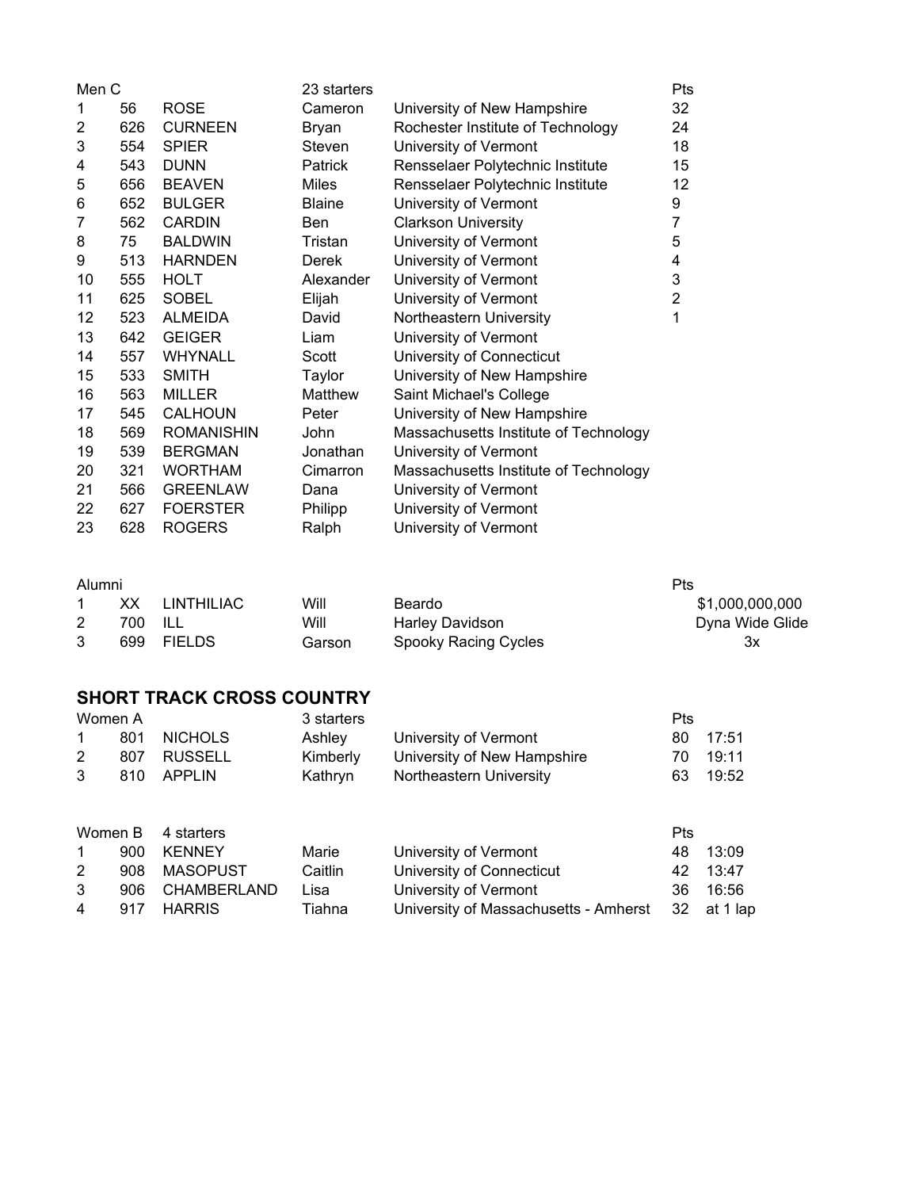| Men C | | | 23 starters | | Pts |
|---|---|---|---|---|---|
| 1 | 56 | ROSE | Cameron | University of New Hampshire | 32 |
| 2 | 626 | CURNEEN | Bryan | Rochester Institute of Technology | 24 |
| 3 | 554 | SPIER | Steven | University of Vermont | 18 |
| 4 | 543 | DUNN | Patrick | Rensselaer Polytechnic Institute | 15 |
| 5 | 656 | BEAVEN | Miles | Rensselaer Polytechnic Institute | 12 |
| 6 | 652 | BULGER | Blaine | University of Vermont | 9 |
| 7 | 562 | CARDIN | Ben | Clarkson University | 7 |
| 8 | 75 | BALDWIN | Tristan | University of Vermont | 5 |
| 9 | 513 | HARNDEN | Derek | University of Vermont | 4 |
| 10 | 555 | HOLT | Alexander | University of Vermont | 3 |
| 11 | 625 | SOBEL | Elijah | University of Vermont | 2 |
| 12 | 523 | ALMEIDA | David | Northeastern University | 1 |
| 13 | 642 | GEIGER | Liam | University of Vermont | |
| 14 | 557 | WHYNALL | Scott | University of Connecticut | |
| 15 | 533 | SMITH | Taylor | University of New Hampshire | |
| 16 | 563 | MILLER | Matthew | Saint Michael's College | |
| 17 | 545 | CALHOUN | Peter | University of New Hampshire | |
| 18 | 569 | ROMANISHIN | John | Massachusetts Institute of Technology | |
| 19 | 539 | BERGMAN | Jonathan | University of Vermont | |
| 20 | 321 | WORTHAM | Cimarron | Massachusetts Institute of Technology | |
| 21 | 566 | GREENLAW | Dana | University of Vermont | |
| 22 | 627 | FOERSTER | Philipp | University of Vermont | |
| 23 | 628 | ROGERS | Ralph | University of Vermont | |

| Alumni | | | | | Pts |
|---|---|---|---|---|---|
| 1 | XX | LINTHILIAC | Will | Beardo | $1,000,000,000 |
| 2 | 700 | ILL | Will | Harley Davidson | Dyna Wide Glide |
| 3 | 699 | FIELDS | Garson | Spooky Racing Cycles | 3x |

## SHORT TRACK CROSS COUNTRY

| Women A | | | 3 starters | | Pts | |
|---|---|---|---|---|---|---|
| 1 | 801 | NICHOLS | Ashley | University of Vermont | 80 | 17:51 |
| 2 | 807 | RUSSELL | Kimberly | University of New Hampshire | 70 | 19:11 |
| 3 | 810 | APPLIN | Kathryn | Northeastern University | 63 | 19:52 |

| Women B | | 4 starters | | | Pts | |
|---|---|---|---|---|---|---|
| 1 | 900 | KENNEY | Marie | University of Vermont | 48 | 13:09 |
| 2 | 908 | MASOPUST | Caitlin | University of Connecticut | 42 | 13:47 |
| 3 | 906 | CHAMBERLAND | Lisa | University of Vermont | 36 | 16:56 |
| 4 | 917 | HARRIS | Tiahna | University of Massachusetts - Amherst | 32 | at 1 lap |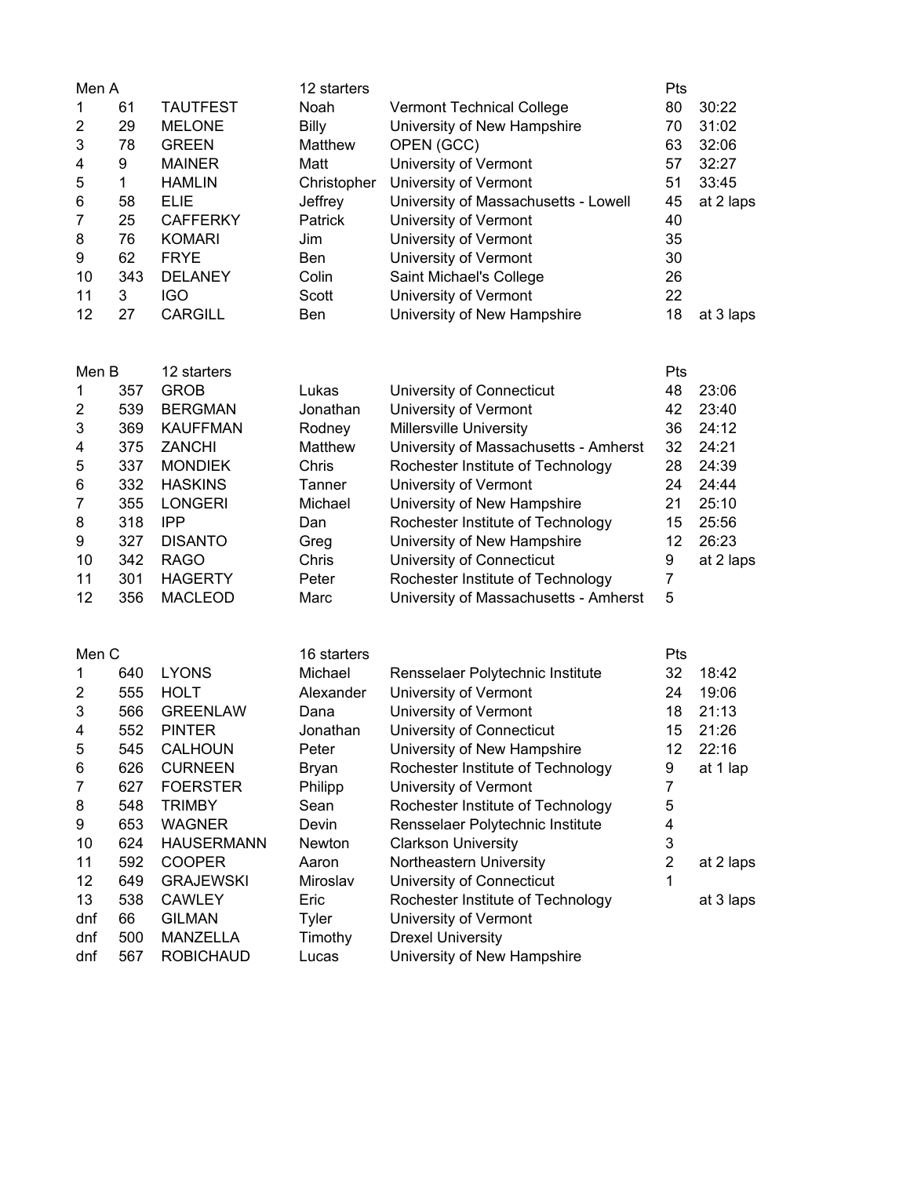| Men A | | | 12 starters | | Pts | |
|---|---|---|---|---|---|---|
| 1 | 61 | TAUTFEST | Noah | Vermont Technical College | 80 | 30:22 |
| 2 | 29 | MELONE | Billy | University of New Hampshire | 70 | 31:02 |
| 3 | 78 | GREEN | Matthew | OPEN (GCC) | 63 | 32:06 |
| 4 | 9 | MAINER | Matt | University of Vermont | 57 | 32:27 |
| 5 | 1 | HAMLIN | Christopher | University of Vermont | 51 | 33:45 |
| 6 | 58 | ELIE | Jeffrey | University of Massachusetts - Lowell | 45 | at 2 laps |
| 7 | 25 | CAFFERKY | Patrick | University of Vermont | 40 | |
| 8 | 76 | KOMARI | Jim | University of Vermont | 35 | |
| 9 | 62 | FRYE | Ben | University of Vermont | 30 | |
| 10 | 343 | DELANEY | Colin | Saint Michael's College | 26 | |
| 11 | 3 | IGO | Scott | University of Vermont | 22 | |
| 12 | 27 | CARGILL | Ben | University of New Hampshire | 18 | at 3 laps |

| Men B | | 12 starters | | | Pts | |
|---|---|---|---|---|---|---|
| 1 | 357 | GROB | Lukas | University of Connecticut | 48 | 23:06 |
| 2 | 539 | BERGMAN | Jonathan | University of Vermont | 42 | 23:40 |
| 3 | 369 | KAUFFMAN | Rodney | Millersville University | 36 | 24:12 |
| 4 | 375 | ZANCHI | Matthew | University of Massachusetts - Amherst | 32 | 24:21 |
| 5 | 337 | MONDIEK | Chris | Rochester Institute of Technology | 28 | 24:39 |
| 6 | 332 | HASKINS | Tanner | University of Vermont | 24 | 24:44 |
| 7 | 355 | LONGERI | Michael | University of New Hampshire | 21 | 25:10 |
| 8 | 318 | IPP | Dan | Rochester Institute of Technology | 15 | 25:56 |
| 9 | 327 | DISANTO | Greg | University of New Hampshire | 12 | 26:23 |
| 10 | 342 | RAGO | Chris | University of Connecticut | 9 | at 2 laps |
| 11 | 301 | HAGERTY | Peter | Rochester Institute of Technology | 7 | |
| 12 | 356 | MACLEOD | Marc | University of Massachusetts - Amherst | 5 | |

| Men C | | | 16 starters | | Pts | |
|---|---|---|---|---|---|---|
| 1 | 640 | LYONS | Michael | Rensselaer Polytechnic Institute | 32 | 18:42 |
| 2 | 555 | HOLT | Alexander | University of Vermont | 24 | 19:06 |
| 3 | 566 | GREENLAW | Dana | University of Vermont | 18 | 21:13 |
| 4 | 552 | PINTER | Jonathan | University of Connecticut | 15 | 21:26 |
| 5 | 545 | CALHOUN | Peter | University of New Hampshire | 12 | 22:16 |
| 6 | 626 | CURNEEN | Bryan | Rochester Institute of Technology | 9 | at 1 lap |
| 7 | 627 | FOERSTER | Philipp | University of Vermont | 7 | |
| 8 | 548 | TRIMBY | Sean | Rochester Institute of Technology | 5 | |
| 9 | 653 | WAGNER | Devin | Rensselaer Polytechnic Institute | 4 | |
| 10 | 624 | HAUSERMANN | Newton | Clarkson University | 3 | |
| 11 | 592 | COOPER | Aaron | Northeastern University | 2 | at 2 laps |
| 12 | 649 | GRAJEWSKI | Miroslav | University of Connecticut | 1 | |
| 13 | 538 | CAWLEY | Eric | Rochester Institute of Technology | | at 3 laps |
| dnf | 66 | GILMAN | Tyler | University of Vermont | | |
| dnf | 500 | MANZELLA | Timothy | Drexel University | | |
| dnf | 567 | ROBICHAUD | Lucas | University of New Hampshire | | |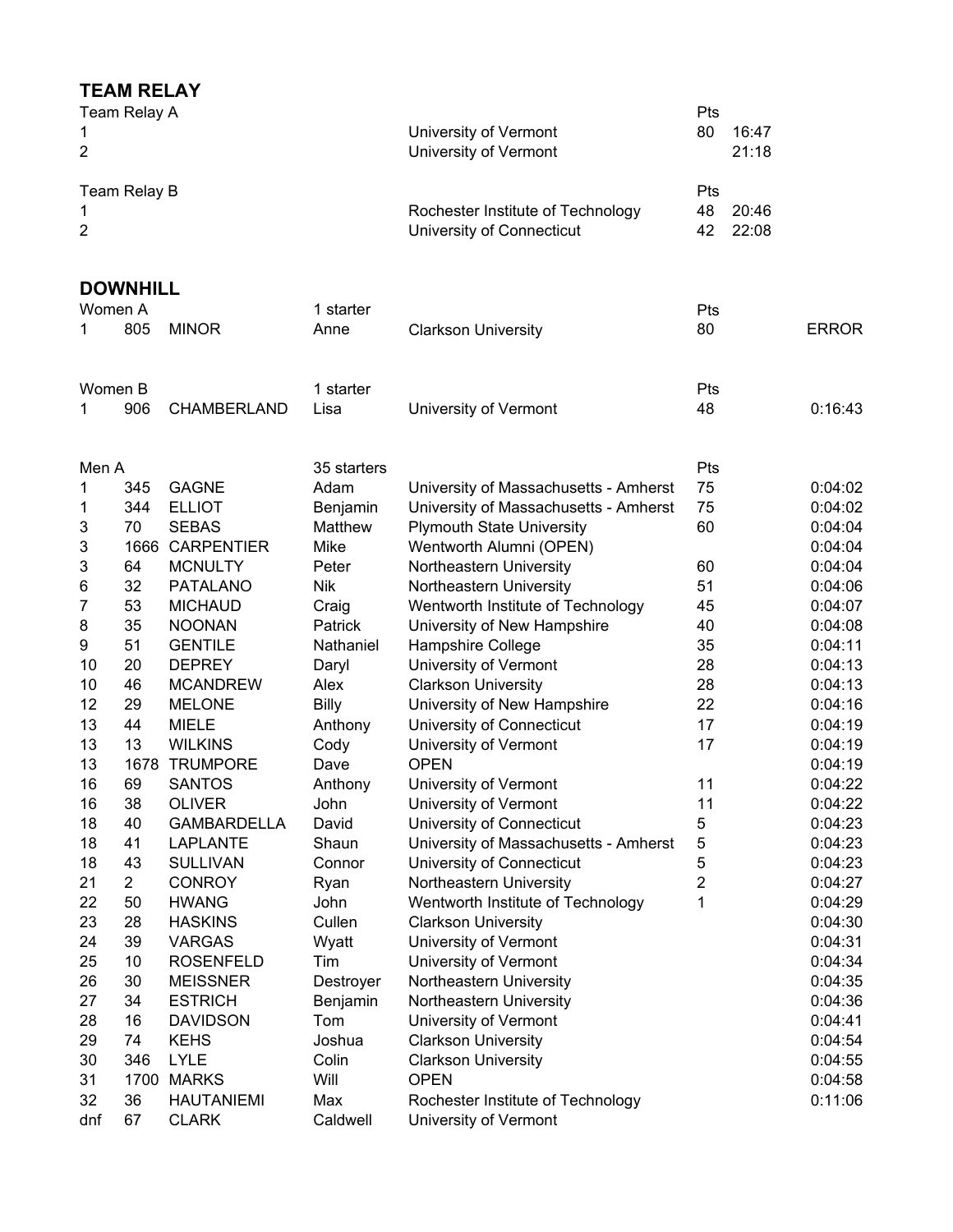## TEAM RELAY

Team Relay A

| | | Pts | |
|---|---|---|---|
| 1 | University of Vermont | 80 | 16:47 |
| 2 | University of Vermont | | 21:18 |

Team Relay B

| | | Pts | |
|---|---|---|---|
| 1 | Rochester Institute of Technology | 48 | 20:46 |
| 2 | University of Connecticut | 42 | 22:08 |

## DOWNHILL

Women A — 1 starter

| | | | | | Pts | |
|---|---|---|---|---|---|---|
| 1 | 805 | MINOR | Anne | Clarkson University | 80 | ERROR |

Women B — 1 starter

| | | | | | Pts | |
|---|---|---|---|---|---|---|
| 1 | 906 | CHAMBERLAND | Lisa | University of Vermont | 48 | 0:16:43 |

Men A — 35 starters

| | | | | | Pts | |
|---|---|---|---|---|---|---|
| 1 | 345 | GAGNE | Adam | University of Massachusetts - Amherst | 75 | 0:04:02 |
| 1 | 344 | ELLIOT | Benjamin | University of Massachusetts - Amherst | 75 | 0:04:02 |
| 3 | 70 | SEBAS | Matthew | Plymouth State University | 60 | 0:04:04 |
| 3 | 1666 | CARPENTIER | Mike | Wentworth Alumni (OPEN) | | 0:04:04 |
| 3 | 64 | MCNULTY | Peter | Northeastern University | 60 | 0:04:04 |
| 6 | 32 | PATALANO | Nik | Northeastern University | 51 | 0:04:06 |
| 7 | 53 | MICHAUD | Craig | Wentworth Institute of Technology | 45 | 0:04:07 |
| 8 | 35 | NOONAN | Patrick | University of New Hampshire | 40 | 0:04:08 |
| 9 | 51 | GENTILE | Nathaniel | Hampshire College | 35 | 0:04:11 |
| 10 | 20 | DEPREY | Daryl | University of Vermont | 28 | 0:04:13 |
| 10 | 46 | MCANDREW | Alex | Clarkson University | 28 | 0:04:13 |
| 12 | 29 | MELONE | Billy | University of New Hampshire | 22 | 0:04:16 |
| 13 | 44 | MIELE | Anthony | University of Connecticut | 17 | 0:04:19 |
| 13 | 13 | WILKINS | Cody | University of Vermont | 17 | 0:04:19 |
| 13 | 1678 | TRUMPORE | Dave | OPEN | | 0:04:19 |
| 16 | 69 | SANTOS | Anthony | University of Vermont | 11 | 0:04:22 |
| 16 | 38 | OLIVER | John | University of Vermont | 11 | 0:04:22 |
| 18 | 40 | GAMBARDELLA | David | University of Connecticut | 5 | 0:04:23 |
| 18 | 41 | LAPLANTE | Shaun | University of Massachusetts - Amherst | 5 | 0:04:23 |
| 18 | 43 | SULLIVAN | Connor | University of Connecticut | 5 | 0:04:23 |
| 21 | 2 | CONROY | Ryan | Northeastern University | 2 | 0:04:27 |
| 22 | 50 | HWANG | John | Wentworth Institute of Technology | 1 | 0:04:29 |
| 23 | 28 | HASKINS | Cullen | Clarkson University | | 0:04:30 |
| 24 | 39 | VARGAS | Wyatt | University of Vermont | | 0:04:31 |
| 25 | 10 | ROSENFELD | Tim | University of Vermont | | 0:04:34 |
| 26 | 30 | MEISSNER | Destroyer | Northeastern University | | 0:04:35 |
| 27 | 34 | ESTRICH | Benjamin | Northeastern University | | 0:04:36 |
| 28 | 16 | DAVIDSON | Tom | University of Vermont | | 0:04:41 |
| 29 | 74 | KEHS | Joshua | Clarkson University | | 0:04:54 |
| 30 | 346 | LYLE | Colin | Clarkson University | | 0:04:55 |
| 31 | 1700 | MARKS | Will | OPEN | | 0:04:58 |
| 32 | 36 | HAUTANIEMI | Max | Rochester Institute of Technology | | 0:11:06 |
| dnf | 67 | CLARK | Caldwell | University of Vermont | | |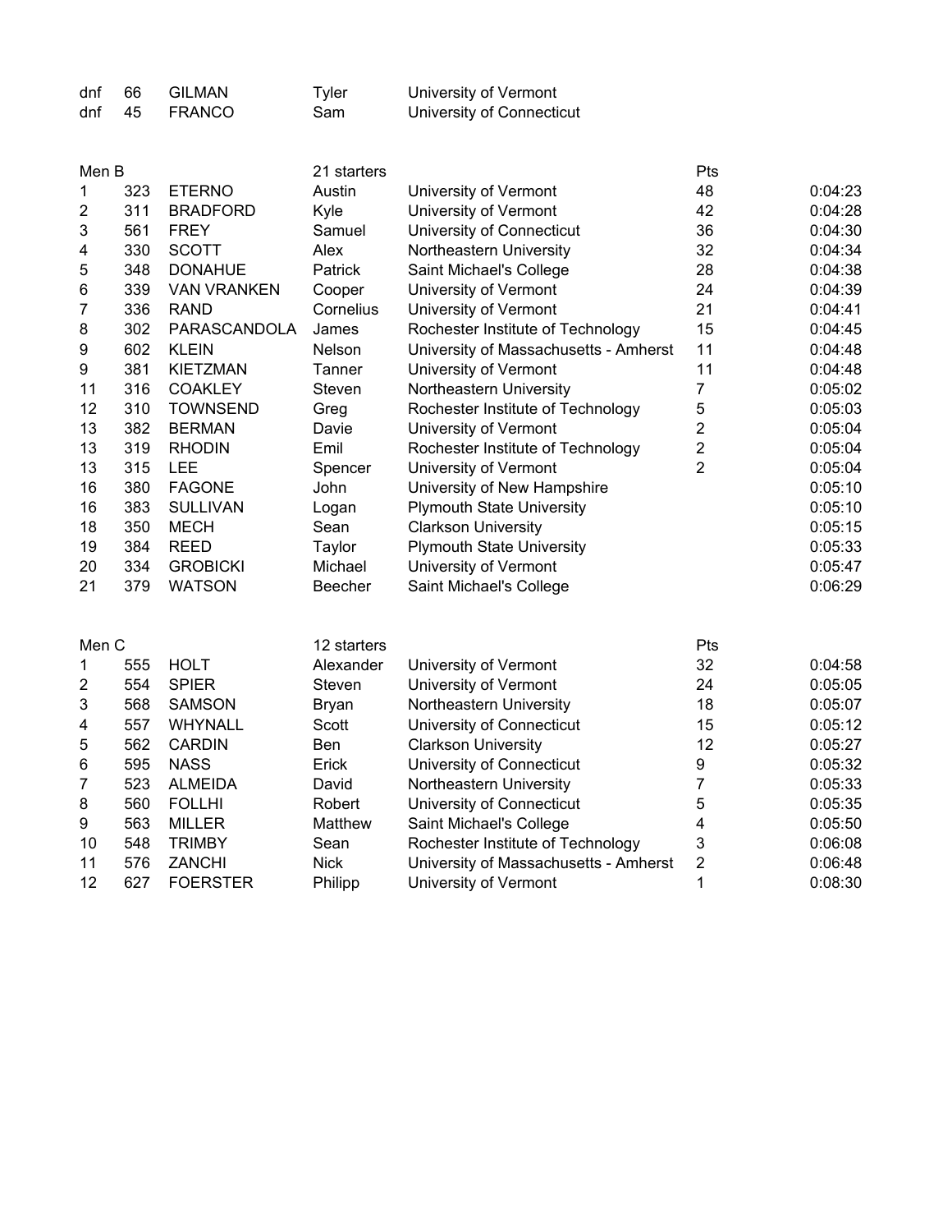| | | | | | | |
|---|---|---|---|---|---|---|
| dnf | 66 | GILMAN | Tyler | University of Vermont | | |
| dnf | 45 | FRANCO | Sam | University of Connecticut | | |

| Men B | | | 21 starters | | Pts | |
|---|---|---|---|---|---|---|
| 1 | 323 | ETERNO | Austin | University of Vermont | 48 | 0:04:23 |
| 2 | 311 | BRADFORD | Kyle | University of Vermont | 42 | 0:04:28 |
| 3 | 561 | FREY | Samuel | University of Connecticut | 36 | 0:04:30 |
| 4 | 330 | SCOTT | Alex | Northeastern University | 32 | 0:04:34 |
| 5 | 348 | DONAHUE | Patrick | Saint Michael's College | 28 | 0:04:38 |
| 6 | 339 | VAN VRANKEN | Cooper | University of Vermont | 24 | 0:04:39 |
| 7 | 336 | RAND | Cornelius | University of Vermont | 21 | 0:04:41 |
| 8 | 302 | PARASCANDOLA | James | Rochester Institute of Technology | 15 | 0:04:45 |
| 9 | 602 | KLEIN | Nelson | University of Massachusetts - Amherst | 11 | 0:04:48 |
| 9 | 381 | KIETZMAN | Tanner | University of Vermont | 11 | 0:04:48 |
| 11 | 316 | COAKLEY | Steven | Northeastern University | 7 | 0:05:02 |
| 12 | 310 | TOWNSEND | Greg | Rochester Institute of Technology | 5 | 0:05:03 |
| 13 | 382 | BERMAN | Davie | University of Vermont | 2 | 0:05:04 |
| 13 | 319 | RHODIN | Emil | Rochester Institute of Technology | 2 | 0:05:04 |
| 13 | 315 | LEE | Spencer | University of Vermont | 2 | 0:05:04 |
| 16 | 380 | FAGONE | John | University of New Hampshire | | 0:05:10 |
| 16 | 383 | SULLIVAN | Logan | Plymouth State University | | 0:05:10 |
| 18 | 350 | MECH | Sean | Clarkson University | | 0:05:15 |
| 19 | 384 | REED | Taylor | Plymouth State University | | 0:05:33 |
| 20 | 334 | GROBICKI | Michael | University of Vermont | | 0:05:47 |
| 21 | 379 | WATSON | Beecher | Saint Michael's College | | 0:06:29 |

| Men C | | | 12 starters | | Pts | |
|---|---|---|---|---|---|---|
| 1 | 555 | HOLT | Alexander | University of Vermont | 32 | 0:04:58 |
| 2 | 554 | SPIER | Steven | University of Vermont | 24 | 0:05:05 |
| 3 | 568 | SAMSON | Bryan | Northeastern University | 18 | 0:05:07 |
| 4 | 557 | WHYNALL | Scott | University of Connecticut | 15 | 0:05:12 |
| 5 | 562 | CARDIN | Ben | Clarkson University | 12 | 0:05:27 |
| 6 | 595 | NASS | Erick | University of Connecticut | 9 | 0:05:32 |
| 7 | 523 | ALMEIDA | David | Northeastern University | 7 | 0:05:33 |
| 8 | 560 | FOLLHI | Robert | University of Connecticut | 5 | 0:05:35 |
| 9 | 563 | MILLER | Matthew | Saint Michael's College | 4 | 0:05:50 |
| 10 | 548 | TRIMBY | Sean | Rochester Institute of Technology | 3 | 0:06:08 |
| 11 | 576 | ZANCHI | Nick | University of Massachusetts - Amherst | 2 | 0:06:48 |
| 12 | 627 | FOERSTER | Philipp | University of Vermont | 1 | 0:08:30 |